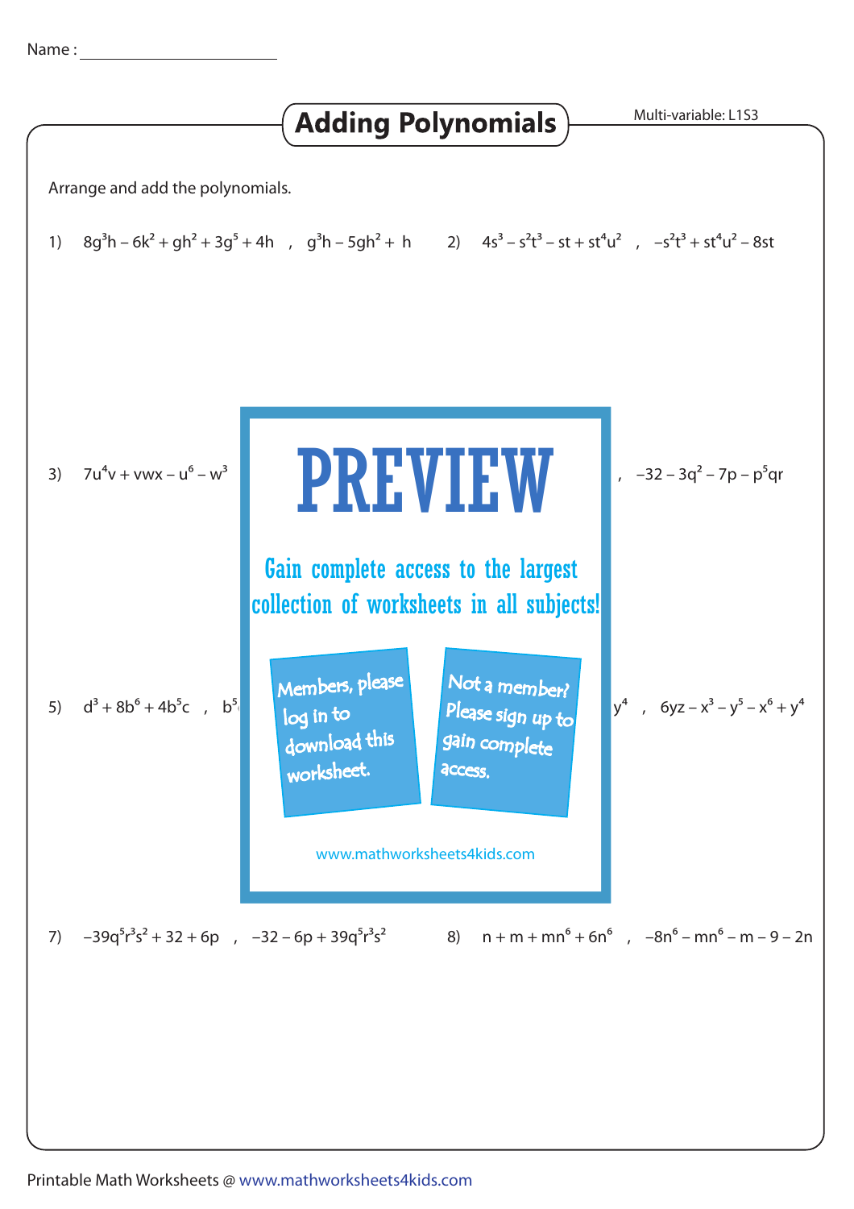Name : ____________________

# Adding Polynomials

Multi-variable: L1S3

Arrange and add the polynomials.

1) $8g^3h - 6k^2 + gh^2 + 3g^5 + 4h$ , $g^3h - 5gh^2 + h$

2) $4s^3 - s^2t^3 - st + st^4u^2$ , $-s^2t^3 + st^4u^2 - 8st$

3) $7u^4v + vwx - u^6 - w^3$

, $-32 - 3q^2 - 7p - p^5qr$

**PREVIEW**

Gain complete access to the largest collection of worksheets in all subjects!

Members, please log in to download this worksheet.

Not a member? Please sign up to gain complete access.

www.mathworksheets4kids.com

5) $d^3 + 8b^6 + 4b^5c$ , $b^5$

$y^4$ , $6yz - x^3 - y^5 - x^6 + y^4$

7) $-39q^5r^3s^2 + 32 + 6p$ , $-32 - 6p + 39q^5r^3s^2$

8) $n + m + mn^6 + 6n^6$ , $-8n^6 - mn^6 - m - 9 - 2n$

Printable Math Worksheets @ www.mathworksheets4kids.com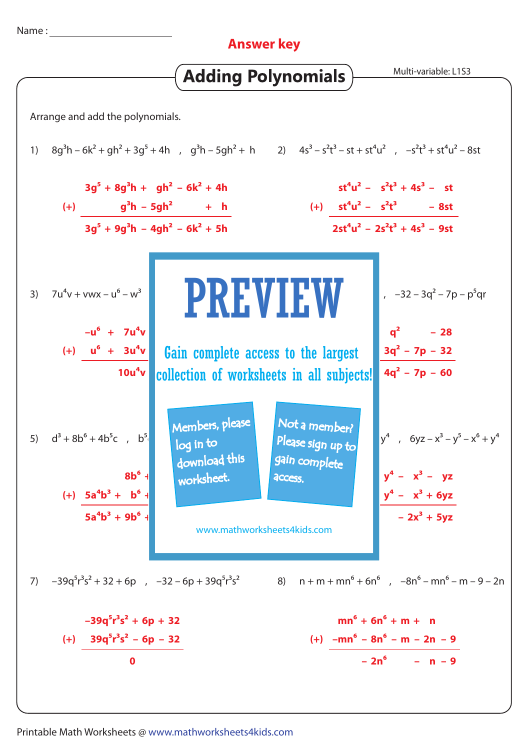Name : ____________________

**Answer key**

# Adding Polynomials

Multi-variable: L1S3

Arrange and add the polynomials.

1) $8g^3h - 6k^2 + gh^2 + 3g^5 + 4h$ , $g^3h - 5gh^2 + h$

$$\begin{array}{r} 3g^5 + 8g^3h + gh^2 - 6k^2 + 4h \\ (+) \quad g^3h - 5gh^2 \quad + h \\ \hline 3g^5 + 9g^3h - 4gh^2 - 6k^2 + 5h \end{array}$$

2) $4s^3 - s^2t^3 - st + st^4u^2$ , $-s^2t^3 + st^4u^2 - 8st$

$$\begin{array}{r} st^4u^2 - s^2t^3 + 4s^3 - st \\ (+) \quad st^4u^2 - s^2t^3 \quad - 8st \\ \hline 2st^4u^2 - 2s^2t^3 + 4s^3 - 9st \end{array}$$

3) $7u^4v + vwx - u^6 - w^3$

$$\begin{array}{r} -u^6 + 7u^4v \\ (+) \quad u^6 + 3u^4v \\ \hline 10u^4v \end{array}$$

4) , $-32 - 3q^2 - 7p - p^5qr$

$$\begin{array}{r} q^2 \quad - 28 \\ 3q^2 - 7p - 32 \\ \hline 4q^2 - 7p - 60 \end{array}$$

5) $d^3 + 8b^6 + 4b^5c$ , $b^5$

$$\begin{array}{r} 8b^6 + \\ (+) \quad 5a^4b^3 + b^6 + \\ \hline 5a^4b^3 + 9b^6 + \end{array}$$

6) $y^4$ , $6yz - x^3 - y^5 - x^6 + y^4$

$$\begin{array}{r} y^4 - x^3 - yz \\ y^4 - x^3 + 6yz \\ \hline - 2x^3 + 5yz \end{array}$$

PREVIEW

Gain complete access to the largest collection of worksheets in all subjects!

Members, please log in to download this worksheet.

Not a member? Please sign up to gain complete access.

www.mathworksheets4kids.com

7) $-39q^5r^3s^2 + 32 + 6p$ , $-32 - 6p + 39q^5r^3s^2$

$$\begin{array}{r} -39q^5r^3s^2 + 6p + 32 \\ (+) \quad 39q^5r^3s^2 - 6p - 32 \\ \hline 0 \end{array}$$

8) $n + m + mn^6 + 6n^6$ , $-8n^6 - mn^6 - m - 9 - 2n$

$$\begin{array}{r} mn^6 + 6n^6 + m + n \\ (+) \quad -mn^6 - 8n^6 - m - 2n - 9 \\ \hline - 2n^6 \quad - n - 9 \end{array}$$

Printable Math Worksheets @ www.mathworksheets4kids.com